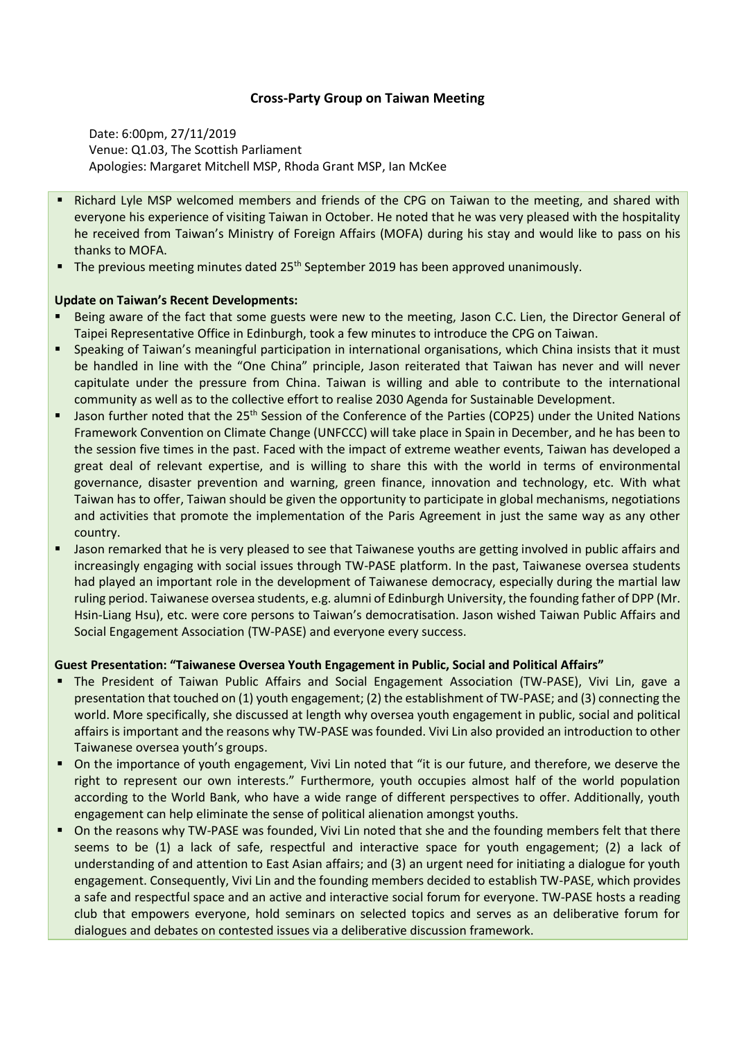**Cross-Party Group on Taiwan Meeting**

Date: 6:00pm, 27/11/2019
Venue: Q1.03, The Scottish Parliament
Apologies: Margaret Mitchell MSP, Rhoda Grant MSP, Ian McKee

- Richard Lyle MSP welcomed members and friends of the CPG on Taiwan to the meeting, and shared with everyone his experience of visiting Taiwan in October. He noted that he was very pleased with the hospitality he received from Taiwan's Ministry of Foreign Affairs (MOFA) during his stay and would like to pass on his thanks to MOFA.
- The previous meeting minutes dated 25th September 2019 has been approved unanimously.

**Update on Taiwan's Recent Developments:**

- Being aware of the fact that some guests were new to the meeting, Jason C.C. Lien, the Director General of Taipei Representative Office in Edinburgh, took a few minutes to introduce the CPG on Taiwan.
- Speaking of Taiwan's meaningful participation in international organisations, which China insists that it must be handled in line with the "One China" principle, Jason reiterated that Taiwan has never and will never capitulate under the pressure from China. Taiwan is willing and able to contribute to the international community as well as to the collective effort to realise 2030 Agenda for Sustainable Development.
- Jason further noted that the 25th Session of the Conference of the Parties (COP25) under the United Nations Framework Convention on Climate Change (UNFCCC) will take place in Spain in December, and he has been to the session five times in the past. Faced with the impact of extreme weather events, Taiwan has developed a great deal of relevant expertise, and is willing to share this with the world in terms of environmental governance, disaster prevention and warning, green finance, innovation and technology, etc. With what Taiwan has to offer, Taiwan should be given the opportunity to participate in global mechanisms, negotiations and activities that promote the implementation of the Paris Agreement in just the same way as any other country.
- Jason remarked that he is very pleased to see that Taiwanese youths are getting involved in public affairs and increasingly engaging with social issues through TW-PASE platform. In the past, Taiwanese oversea students had played an important role in the development of Taiwanese democracy, especially during the martial law ruling period. Taiwanese oversea students, e.g. alumni of Edinburgh University, the founding father of DPP (Mr. Hsin-Liang Hsu), etc. were core persons to Taiwan's democratisation. Jason wished Taiwan Public Affairs and Social Engagement Association (TW-PASE) and everyone every success.

**Guest Presentation: "Taiwanese Oversea Youth Engagement in Public, Social and Political Affairs"**

- The President of Taiwan Public Affairs and Social Engagement Association (TW-PASE), Vivi Lin, gave a presentation that touched on (1) youth engagement; (2) the establishment of TW-PASE; and (3) connecting the world. More specifically, she discussed at length why oversea youth engagement in public, social and political affairs is important and the reasons why TW-PASE was founded. Vivi Lin also provided an introduction to other Taiwanese oversea youth's groups.
- On the importance of youth engagement, Vivi Lin noted that "it is our future, and therefore, we deserve the right to represent our own interests." Furthermore, youth occupies almost half of the world population according to the World Bank, who have a wide range of different perspectives to offer. Additionally, youth engagement can help eliminate the sense of political alienation amongst youths.
- On the reasons why TW-PASE was founded, Vivi Lin noted that she and the founding members felt that there seems to be (1) a lack of safe, respectful and interactive space for youth engagement; (2) a lack of understanding of and attention to East Asian affairs; and (3) an urgent need for initiating a dialogue for youth engagement. Consequently, Vivi Lin and the founding members decided to establish TW-PASE, which provides a safe and respectful space and an active and interactive social forum for everyone. TW-PASE hosts a reading club that empowers everyone, hold seminars on selected topics and serves as an deliberative forum for dialogues and debates on contested issues via a deliberative discussion framework.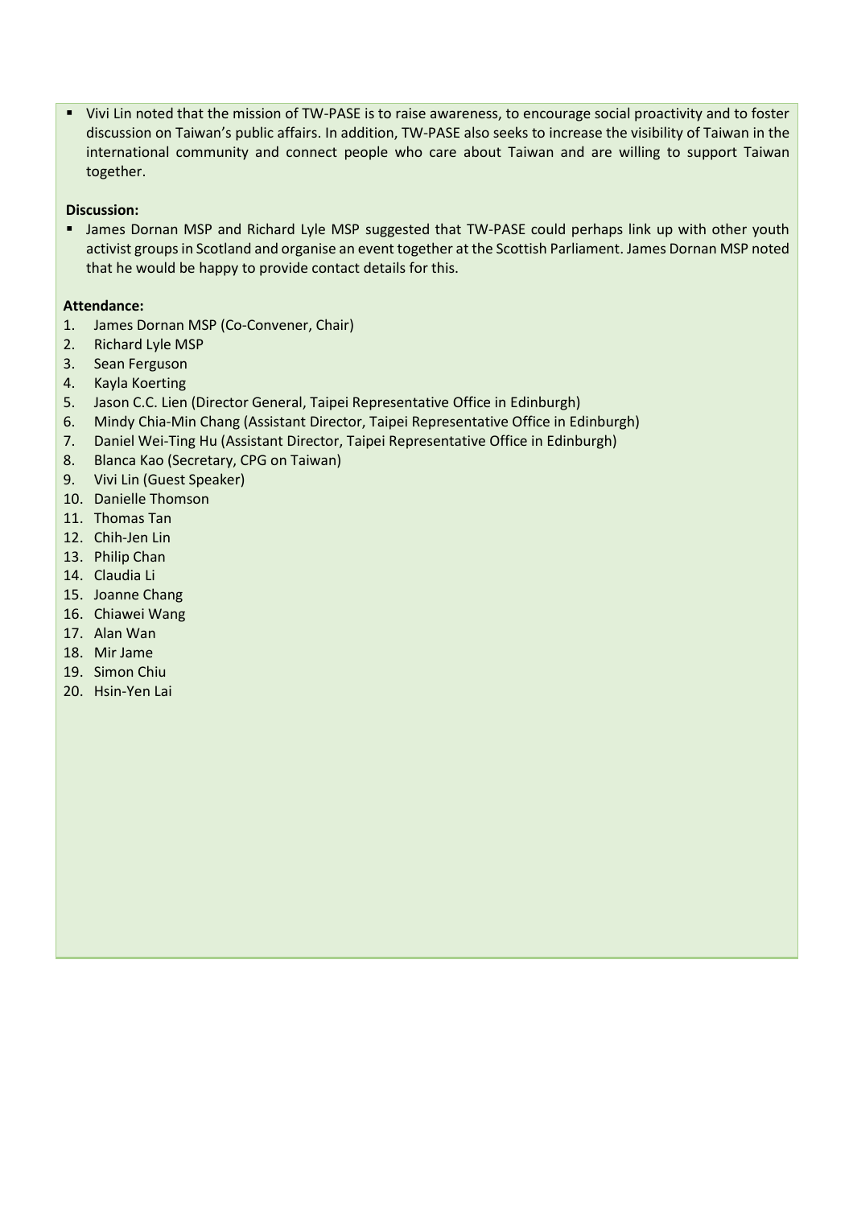- Vivi Lin noted that the mission of TW-PASE is to raise awareness, to encourage social proactivity and to foster discussion on Taiwan's public affairs. In addition, TW-PASE also seeks to increase the visibility of Taiwan in the international community and connect people who care about Taiwan and are willing to support Taiwan together.

**Discussion:**

- James Dornan MSP and Richard Lyle MSP suggested that TW-PASE could perhaps link up with other youth activist groups in Scotland and organise an event together at the Scottish Parliament. James Dornan MSP noted that he would be happy to provide contact details for this.

**Attendance:**

1. James Dornan MSP (Co-Convener, Chair)
2. Richard Lyle MSP
3. Sean Ferguson
4. Kayla Koerting
5. Jason C.C. Lien (Director General, Taipei Representative Office in Edinburgh)
6. Mindy Chia-Min Chang (Assistant Director, Taipei Representative Office in Edinburgh)
7. Daniel Wei-Ting Hu (Assistant Director, Taipei Representative Office in Edinburgh)
8. Blanca Kao (Secretary, CPG on Taiwan)
9. Vivi Lin (Guest Speaker)
10. Danielle Thomson
11. Thomas Tan
12. Chih-Jen Lin
13. Philip Chan
14. Claudia Li
15. Joanne Chang
16. Chiawei Wang
17. Alan Wan
18. Mir Jame
19. Simon Chiu
20. Hsin-Yen Lai